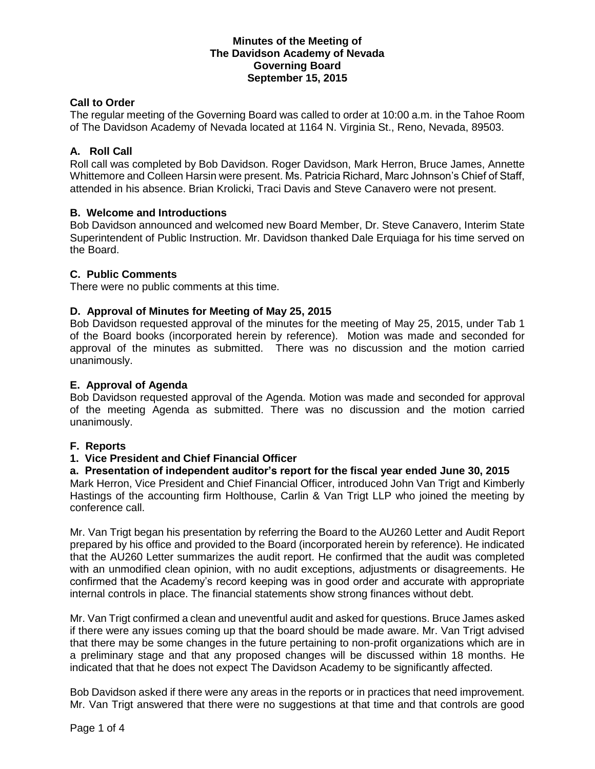**Minutes of the Meeting of**
**The Davidson Academy of Nevada**
**Governing Board**
**September 15, 2015**

## Call to Order

The regular meeting of the Governing Board was called to order at 10:00 a.m. in the Tahoe Room of The Davidson Academy of Nevada located at 1164 N. Virginia St., Reno, Nevada, 89503.

## A. Roll Call

Roll call was completed by Bob Davidson. Roger Davidson, Mark Herron, Bruce James, Annette Whittemore and Colleen Harsin were present. Ms. Patricia Richard, Marc Johnson's Chief of Staff, attended in his absence. Brian Krolicki, Traci Davis and Steve Canavero were not present.

## B. Welcome and Introductions

Bob Davidson announced and welcomed new Board Member, Dr. Steve Canavero, Interim State Superintendent of Public Instruction. Mr. Davidson thanked Dale Erquiaga for his time served on the Board.

## C. Public Comments

There were no public comments at this time.

## D. Approval of Minutes for Meeting of May 25, 2015

Bob Davidson requested approval of the minutes for the meeting of May 25, 2015, under Tab 1 of the Board books (incorporated herein by reference). Motion was made and seconded for approval of the minutes as submitted. There was no discussion and the motion carried unanimously.

## E. Approval of Agenda

Bob Davidson requested approval of the Agenda. Motion was made and seconded for approval of the meeting Agenda as submitted. There was no discussion and the motion carried unanimously.

## F. Reports

### 1. Vice President and Chief Financial Officer

#### a. Presentation of independent auditor's report for the fiscal year ended June 30, 2015

Mark Herron, Vice President and Chief Financial Officer, introduced John Van Trigt and Kimberly Hastings of the accounting firm Holthouse, Carlin & Van Trigt LLP who joined the meeting by conference call.

Mr. Van Trigt began his presentation by referring the Board to the AU260 Letter and Audit Report prepared by his office and provided to the Board (incorporated herein by reference). He indicated that the AU260 Letter summarizes the audit report. He confirmed that the audit was completed with an unmodified clean opinion, with no audit exceptions, adjustments or disagreements. He confirmed that the Academy's record keeping was in good order and accurate with appropriate internal controls in place. The financial statements show strong finances without debt.

Mr. Van Trigt confirmed a clean and uneventful audit and asked for questions. Bruce James asked if there were any issues coming up that the board should be made aware. Mr. Van Trigt advised that there may be some changes in the future pertaining to non-profit organizations which are in a preliminary stage and that any proposed changes will be discussed within 18 months. He indicated that that he does not expect The Davidson Academy to be significantly affected.

Bob Davidson asked if there were any areas in the reports or in practices that need improvement. Mr. Van Trigt answered that there were no suggestions at that time and that controls are good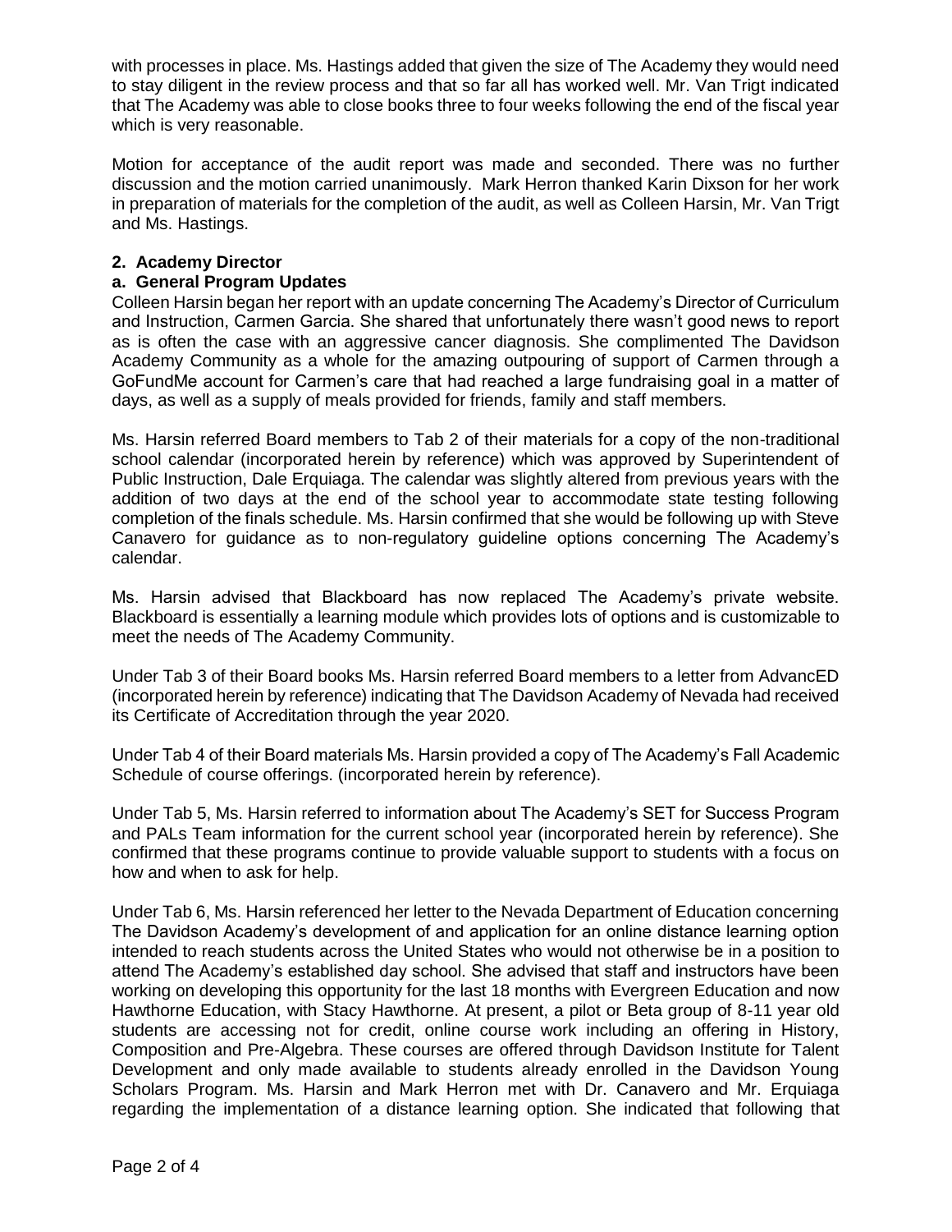with processes in place. Ms. Hastings added that given the size of The Academy they would need to stay diligent in the review process and that so far all has worked well. Mr. Van Trigt indicated that The Academy was able to close books three to four weeks following the end of the fiscal year which is very reasonable.

Motion for acceptance of the audit report was made and seconded. There was no further discussion and the motion carried unanimously. Mark Herron thanked Karin Dixson for her work in preparation of materials for the completion of the audit, as well as Colleen Harsin, Mr. Van Trigt and Ms. Hastings.

**2. Academy Director**

**a. General Program Updates**

Colleen Harsin began her report with an update concerning The Academy's Director of Curriculum and Instruction, Carmen Garcia. She shared that unfortunately there wasn't good news to report as is often the case with an aggressive cancer diagnosis. She complimented The Davidson Academy Community as a whole for the amazing outpouring of support of Carmen through a GoFundMe account for Carmen's care that had reached a large fundraising goal in a matter of days, as well as a supply of meals provided for friends, family and staff members.

Ms. Harsin referred Board members to Tab 2 of their materials for a copy of the non-traditional school calendar (incorporated herein by reference) which was approved by Superintendent of Public Instruction, Dale Erquiaga. The calendar was slightly altered from previous years with the addition of two days at the end of the school year to accommodate state testing following completion of the finals schedule. Ms. Harsin confirmed that she would be following up with Steve Canavero for guidance as to non-regulatory guideline options concerning The Academy's calendar.

Ms. Harsin advised that Blackboard has now replaced The Academy's private website. Blackboard is essentially a learning module which provides lots of options and is customizable to meet the needs of The Academy Community.

Under Tab 3 of their Board books Ms. Harsin referred Board members to a letter from AdvancED (incorporated herein by reference) indicating that The Davidson Academy of Nevada had received its Certificate of Accreditation through the year 2020.

Under Tab 4 of their Board materials Ms. Harsin provided a copy of The Academy's Fall Academic Schedule of course offerings. (incorporated herein by reference).

Under Tab 5, Ms. Harsin referred to information about The Academy's SET for Success Program and PALs Team information for the current school year (incorporated herein by reference). She confirmed that these programs continue to provide valuable support to students with a focus on how and when to ask for help.

Under Tab 6, Ms. Harsin referenced her letter to the Nevada Department of Education concerning The Davidson Academy's development of and application for an online distance learning option intended to reach students across the United States who would not otherwise be in a position to attend The Academy's established day school. She advised that staff and instructors have been working on developing this opportunity for the last 18 months with Evergreen Education and now Hawthorne Education, with Stacy Hawthorne. At present, a pilot or Beta group of 8-11 year old students are accessing not for credit, online course work including an offering in History, Composition and Pre-Algebra. These courses are offered through Davidson Institute for Talent Development and only made available to students already enrolled in the Davidson Young Scholars Program. Ms. Harsin and Mark Herron met with Dr. Canavero and Mr. Erquiaga regarding the implementation of a distance learning option. She indicated that following that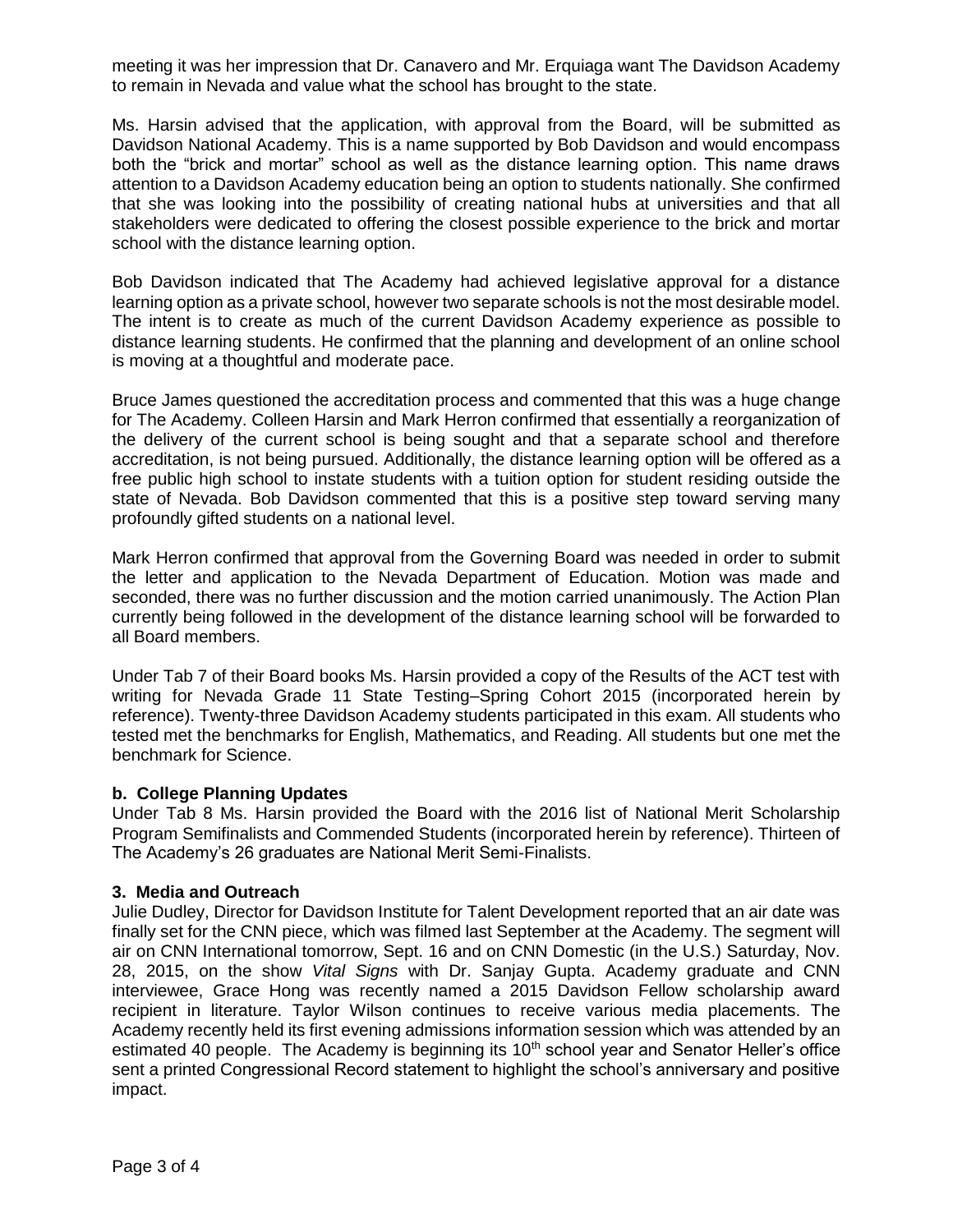meeting it was her impression that Dr. Canavero and Mr. Erquiaga want The Davidson Academy to remain in Nevada and value what the school has brought to the state.

Ms. Harsin advised that the application, with approval from the Board, will be submitted as Davidson National Academy. This is a name supported by Bob Davidson and would encompass both the "brick and mortar" school as well as the distance learning option. This name draws attention to a Davidson Academy education being an option to students nationally. She confirmed that she was looking into the possibility of creating national hubs at universities and that all stakeholders were dedicated to offering the closest possible experience to the brick and mortar school with the distance learning option.

Bob Davidson indicated that The Academy had achieved legislative approval for a distance learning option as a private school, however two separate schools is not the most desirable model. The intent is to create as much of the current Davidson Academy experience as possible to distance learning students. He confirmed that the planning and development of an online school is moving at a thoughtful and moderate pace.

Bruce James questioned the accreditation process and commented that this was a huge change for The Academy. Colleen Harsin and Mark Herron confirmed that essentially a reorganization of the delivery of the current school is being sought and that a separate school and therefore accreditation, is not being pursued. Additionally, the distance learning option will be offered as a free public high school to instate students with a tuition option for student residing outside the state of Nevada. Bob Davidson commented that this is a positive step toward serving many profoundly gifted students on a national level.

Mark Herron confirmed that approval from the Governing Board was needed in order to submit the letter and application to the Nevada Department of Education. Motion was made and seconded, there was no further discussion and the motion carried unanimously. The Action Plan currently being followed in the development of the distance learning school will be forwarded to all Board members.

Under Tab 7 of their Board books Ms. Harsin provided a copy of the Results of the ACT test with writing for Nevada Grade 11 State Testing–Spring Cohort 2015 (incorporated herein by reference). Twenty-three Davidson Academy students participated in this exam. All students who tested met the benchmarks for English, Mathematics, and Reading. All students but one met the benchmark for Science.

**b. College Planning Updates**

Under Tab 8 Ms. Harsin provided the Board with the 2016 list of National Merit Scholarship Program Semifinalists and Commended Students (incorporated herein by reference). Thirteen of The Academy's 26 graduates are National Merit Semi-Finalists.

**3. Media and Outreach**

Julie Dudley, Director for Davidson Institute for Talent Development reported that an air date was finally set for the CNN piece, which was filmed last September at the Academy. The segment will air on CNN International tomorrow, Sept. 16 and on CNN Domestic (in the U.S.) Saturday, Nov. 28, 2015, on the show *Vital Signs* with Dr. Sanjay Gupta. Academy graduate and CNN interviewee, Grace Hong was recently named a 2015 Davidson Fellow scholarship award recipient in literature. Taylor Wilson continues to receive various media placements. The Academy recently held its first evening admissions information session which was attended by an estimated 40 people. The Academy is beginning its 10th school year and Senator Heller's office sent a printed Congressional Record statement to highlight the school's anniversary and positive impact.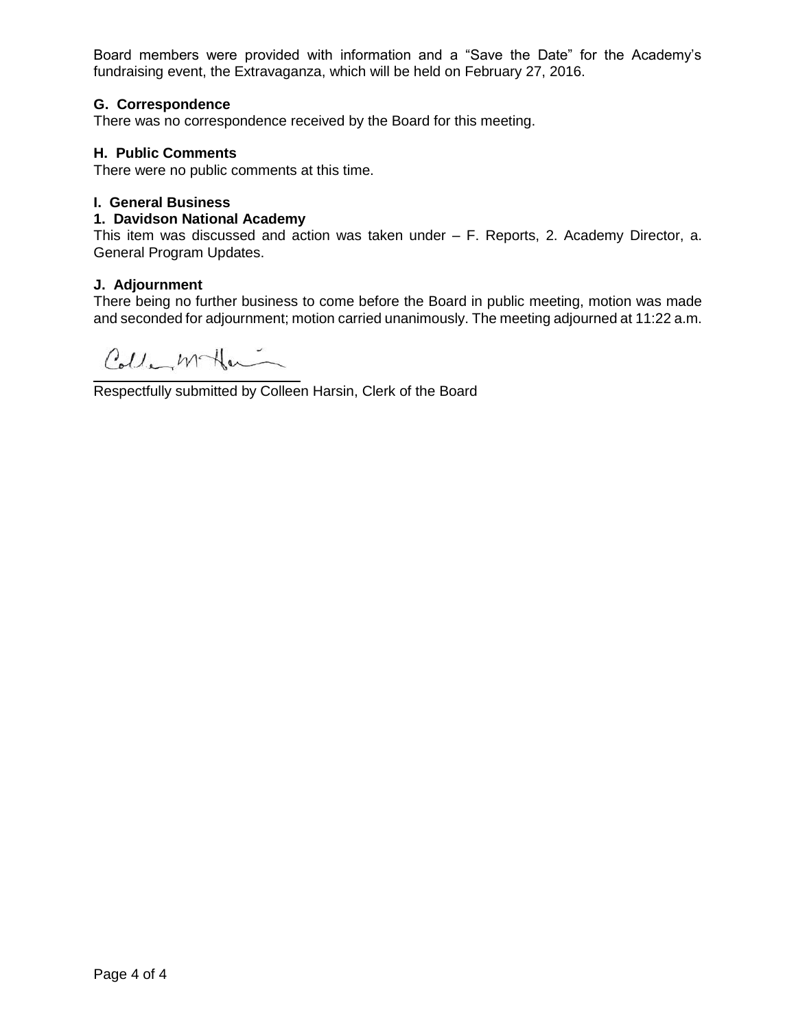Board members were provided with information and a "Save the Date" for the Academy's fundraising event, the Extravaganza, which will be held on February 27, 2016.

**G. Correspondence**

There was no correspondence received by the Board for this meeting.

**H. Public Comments**

There were no public comments at this time.

**I. General Business**

**1. Davidson National Academy**

This item was discussed and action was taken under – F. Reports, 2. Academy Director, a. General Program Updates.

**J. Adjournment**

There being no further business to come before the Board in public meeting, motion was made and seconded for adjournment; motion carried unanimously. The meeting adjourned at 11:22 a.m.

Respectfully submitted by Colleen Harsin, Clerk of the Board